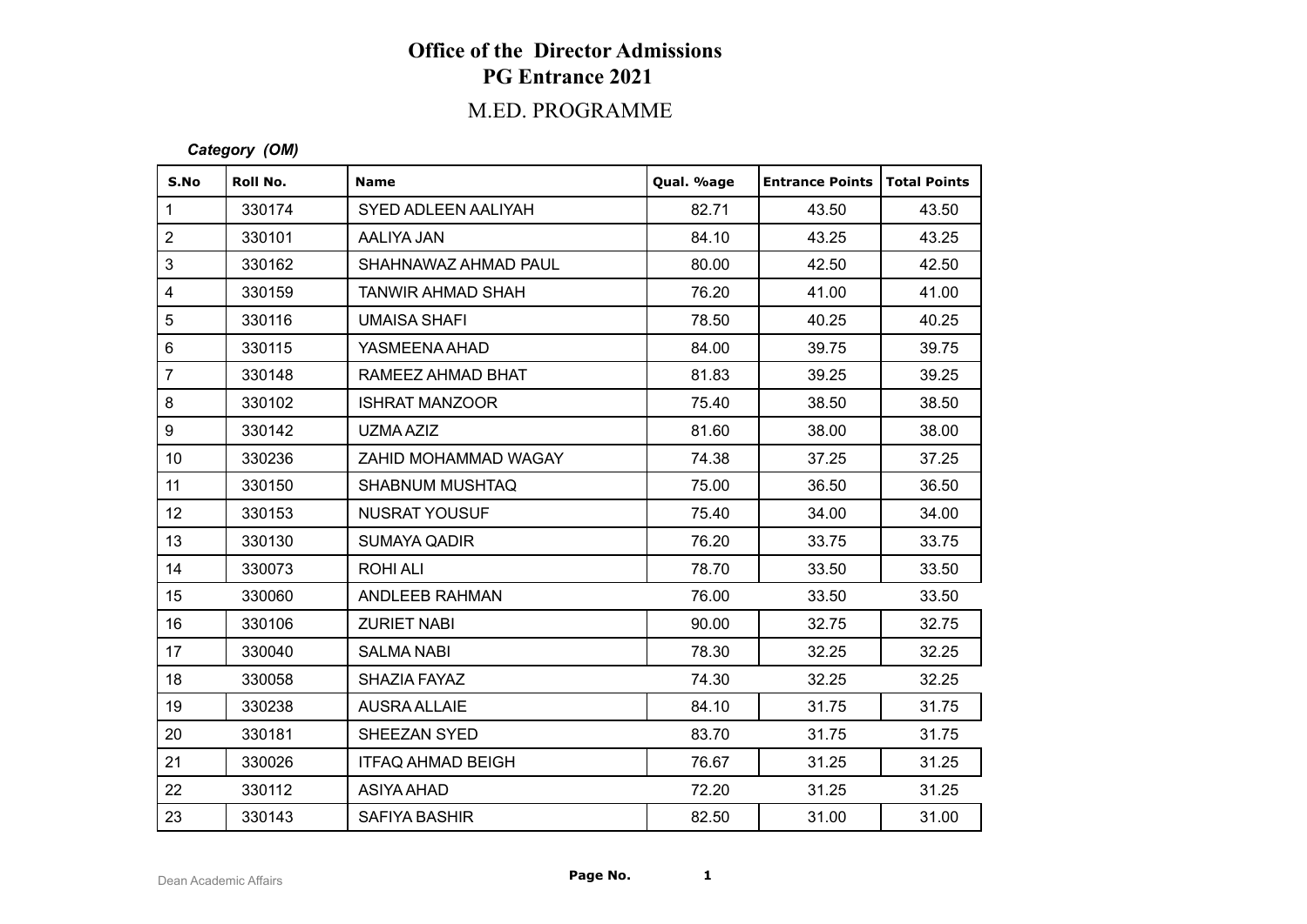# Office of the Director Admissions
## PG Entrance 2021
### M.ED. PROGRAMME

***Category (OM)***

| S.No | Roll No. | Name | Qual. %age | Entrance Points | Total Points |
|---|---|---|---|---|---|
| 1 | 330174 | SYED ADLEEN AALIYAH | 82.71 | 43.50 | 43.50 |
| 2 | 330101 | AALIYA JAN | 84.10 | 43.25 | 43.25 |
| 3 | 330162 | SHAHNAWAZ AHMAD PAUL | 80.00 | 42.50 | 42.50 |
| 4 | 330159 | TANWIR AHMAD SHAH | 76.20 | 41.00 | 41.00 |
| 5 | 330116 | UMAISA SHAFI | 78.50 | 40.25 | 40.25 |
| 6 | 330115 | YASMEENA AHAD | 84.00 | 39.75 | 39.75 |
| 7 | 330148 | RAMEEZ AHMAD BHAT | 81.83 | 39.25 | 39.25 |
| 8 | 330102 | ISHRAT MANZOOR | 75.40 | 38.50 | 38.50 |
| 9 | 330142 | UZMA AZIZ | 81.60 | 38.00 | 38.00 |
| 10 | 330236 | ZAHID MOHAMMAD WAGAY | 74.38 | 37.25 | 37.25 |
| 11 | 330150 | SHABNUM MUSHTAQ | 75.00 | 36.50 | 36.50 |
| 12 | 330153 | NUSRAT YOUSUF | 75.40 | 34.00 | 34.00 |
| 13 | 330130 | SUMAYA QADIR | 76.20 | 33.75 | 33.75 |
| 14 | 330073 | ROHI ALI | 78.70 | 33.50 | 33.50 |
| 15 | 330060 | ANDLEEB RAHMAN | 76.00 | 33.50 | 33.50 |
| 16 | 330106 | ZURIET NABI | 90.00 | 32.75 | 32.75 |
| 17 | 330040 | SALMA NABI | 78.30 | 32.25 | 32.25 |
| 18 | 330058 | SHAZIA FAYAZ | 74.30 | 32.25 | 32.25 |
| 19 | 330238 | AUSRA ALLAIE | 84.10 | 31.75 | 31.75 |
| 20 | 330181 | SHEEZAN SYED | 83.70 | 31.75 | 31.75 |
| 21 | 330026 | ITFAQ AHMAD BEIGH | 76.67 | 31.25 | 31.25 |
| 22 | 330112 | ASIYA AHAD | 72.20 | 31.25 | 31.25 |
| 23 | 330143 | SAFIYA BASHIR | 82.50 | 31.00 | 31.00 |

Dean Academic Affairs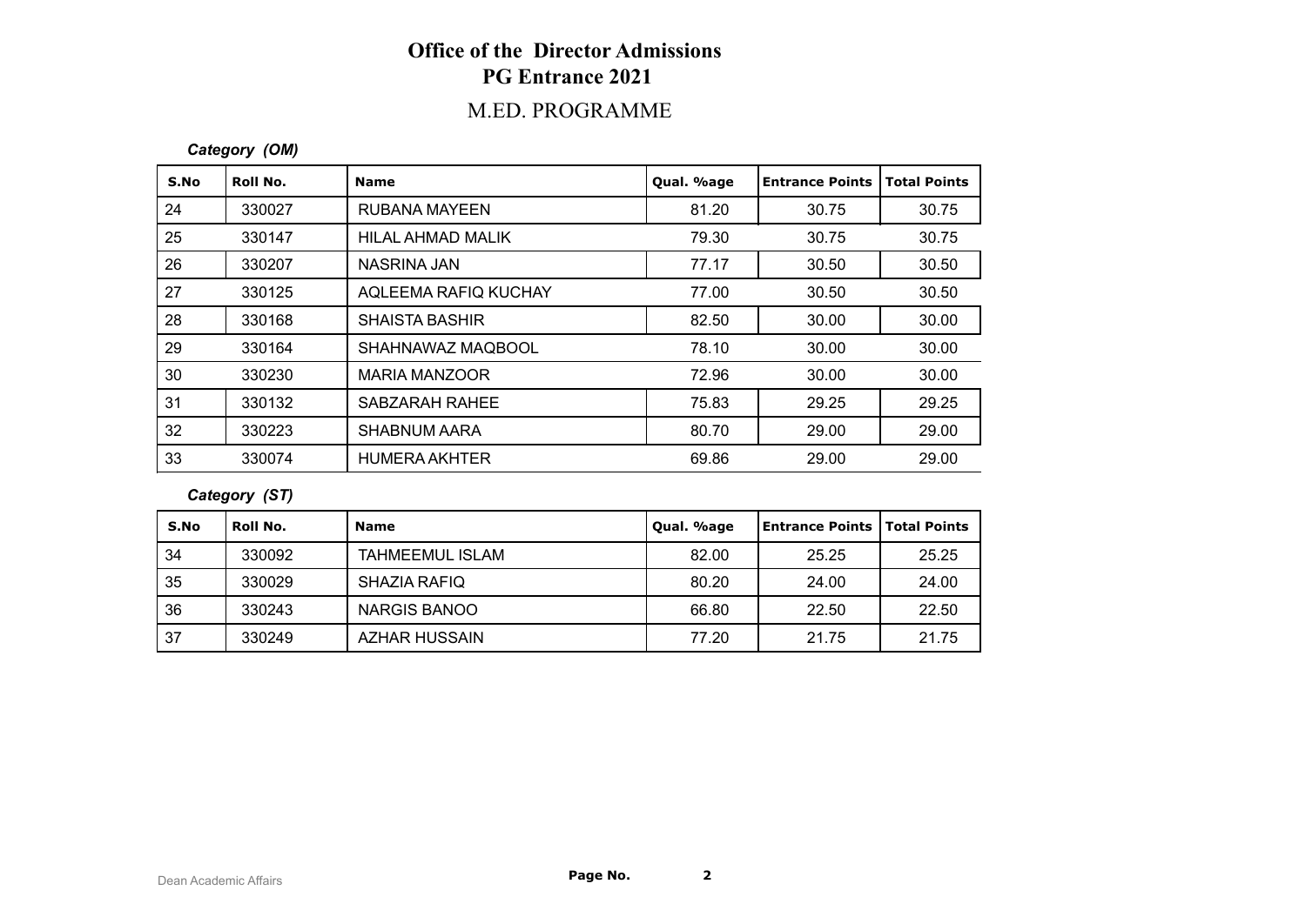# Office of the Director Admissions
## PG Entrance 2021
### M.ED. PROGRAMME

*Category (OM)*

| S.No | Roll No. | Name | Qual. %age | Entrance Points | Total Points |
|---|---|---|---|---|---|
| 24 | 330027 | RUBANA MAYEEN | 81.20 | 30.75 | 30.75 |
| 25 | 330147 | HILAL AHMAD MALIK | 79.30 | 30.75 | 30.75 |
| 26 | 330207 | NASRINA JAN | 77.17 | 30.50 | 30.50 |
| 27 | 330125 | AQLEEMA RAFIQ KUCHAY | 77.00 | 30.50 | 30.50 |
| 28 | 330168 | SHAISTA BASHIR | 82.50 | 30.00 | 30.00 |
| 29 | 330164 | SHAHNAWAZ MAQBOOL | 78.10 | 30.00 | 30.00 |
| 30 | 330230 | MARIA MANZOOR | 72.96 | 30.00 | 30.00 |
| 31 | 330132 | SABZARAH RAHEE | 75.83 | 29.25 | 29.25 |
| 32 | 330223 | SHABNUM AARA | 80.70 | 29.00 | 29.00 |
| 33 | 330074 | HUMERA AKHTER | 69.86 | 29.00 | 29.00 |

*Category (ST)*

| S.No | Roll No. | Name | Qual. %age | Entrance Points | Total Points |
|---|---|---|---|---|---|
| 34 | 330092 | TAHMEEMUL ISLAM | 82.00 | 25.25 | 25.25 |
| 35 | 330029 | SHAZIA RAFIQ | 80.20 | 24.00 | 24.00 |
| 36 | 330243 | NARGIS BANOO | 66.80 | 22.50 | 22.50 |
| 37 | 330249 | AZHAR HUSSAIN | 77.20 | 21.75 | 21.75 |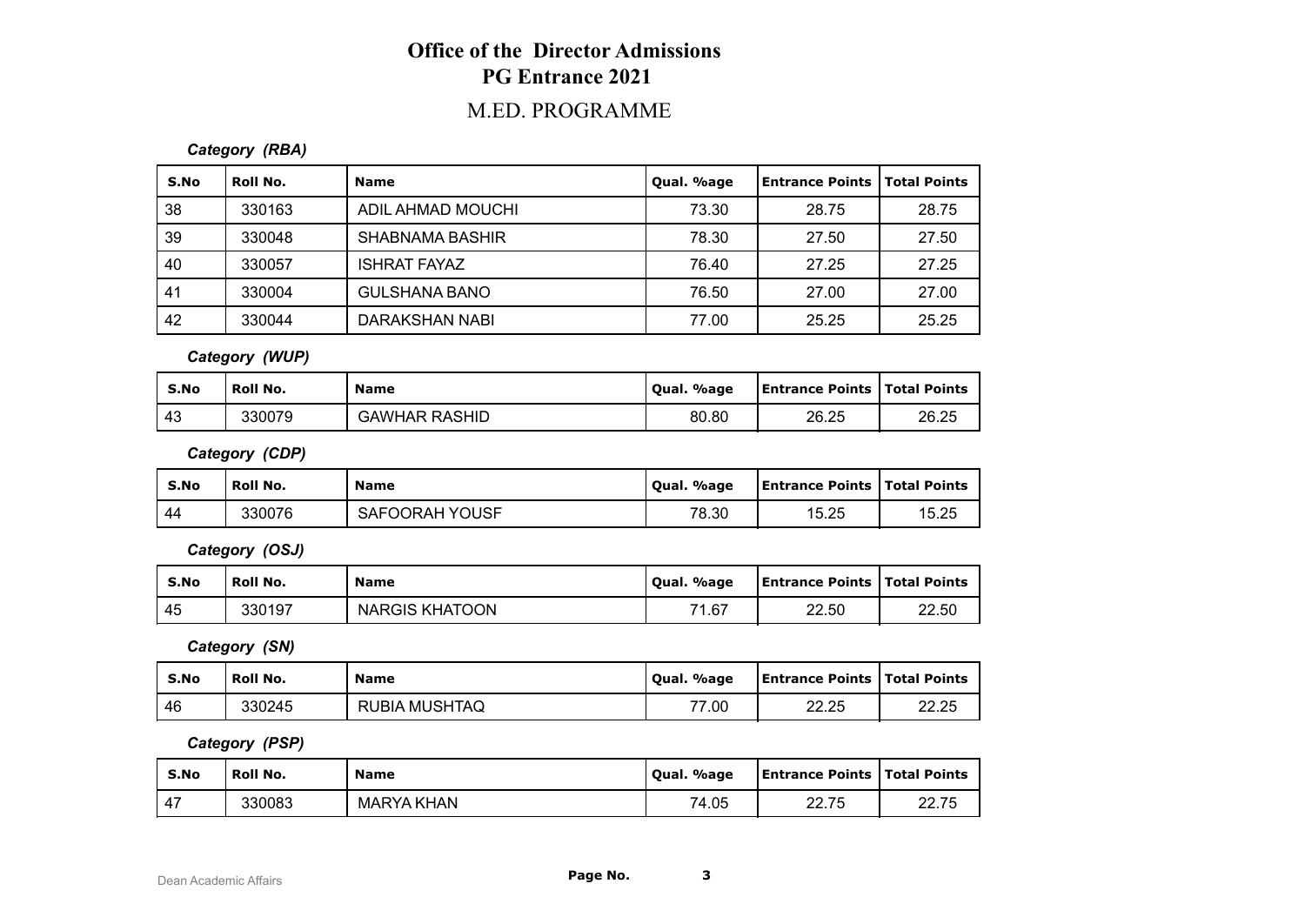# Office of the Director Admissions

## PG Entrance 2021

## M.ED. PROGRAMME

***Category (RBA)***

| S.No | Roll No. | Name | Qual. %age | Entrance Points | Total Points |
|---|---|---|---|---|---|
| 38 | 330163 | ADIL AHMAD MOUCHI | 73.30 | 28.75 | 28.75 |
| 39 | 330048 | SHABNAMA BASHIR | 78.30 | 27.50 | 27.50 |
| 40 | 330057 | ISHRAT FAYAZ | 76.40 | 27.25 | 27.25 |
| 41 | 330004 | GULSHANA BANO | 76.50 | 27.00 | 27.00 |
| 42 | 330044 | DARAKSHAN NABI | 77.00 | 25.25 | 25.25 |

***Category (WUP)***

| S.No | Roll No. | Name | Qual. %age | Entrance Points | Total Points |
|---|---|---|---|---|---|
| 43 | 330079 | GAWHAR RASHID | 80.80 | 26.25 | 26.25 |

***Category (CDP)***

| S.No | Roll No. | Name | Qual. %age | Entrance Points | Total Points |
|---|---|---|---|---|---|
| 44 | 330076 | SAFOORAH YOUSF | 78.30 | 15.25 | 15.25 |

***Category (OSJ)***

| S.No | Roll No. | Name | Qual. %age | Entrance Points | Total Points |
|---|---|---|---|---|---|
| 45 | 330197 | NARGIS KHATOON | 71.67 | 22.50 | 22.50 |

***Category (SN)***

| S.No | Roll No. | Name | Qual. %age | Entrance Points | Total Points |
|---|---|---|---|---|---|
| 46 | 330245 | RUBIA MUSHTAQ | 77.00 | 22.25 | 22.25 |

***Category (PSP)***

| S.No | Roll No. | Name | Qual. %age | Entrance Points | Total Points |
|---|---|---|---|---|---|
| 47 | 330083 | MARYA KHAN | 74.05 | 22.75 | 22.75 |

Dean Academic Affairs